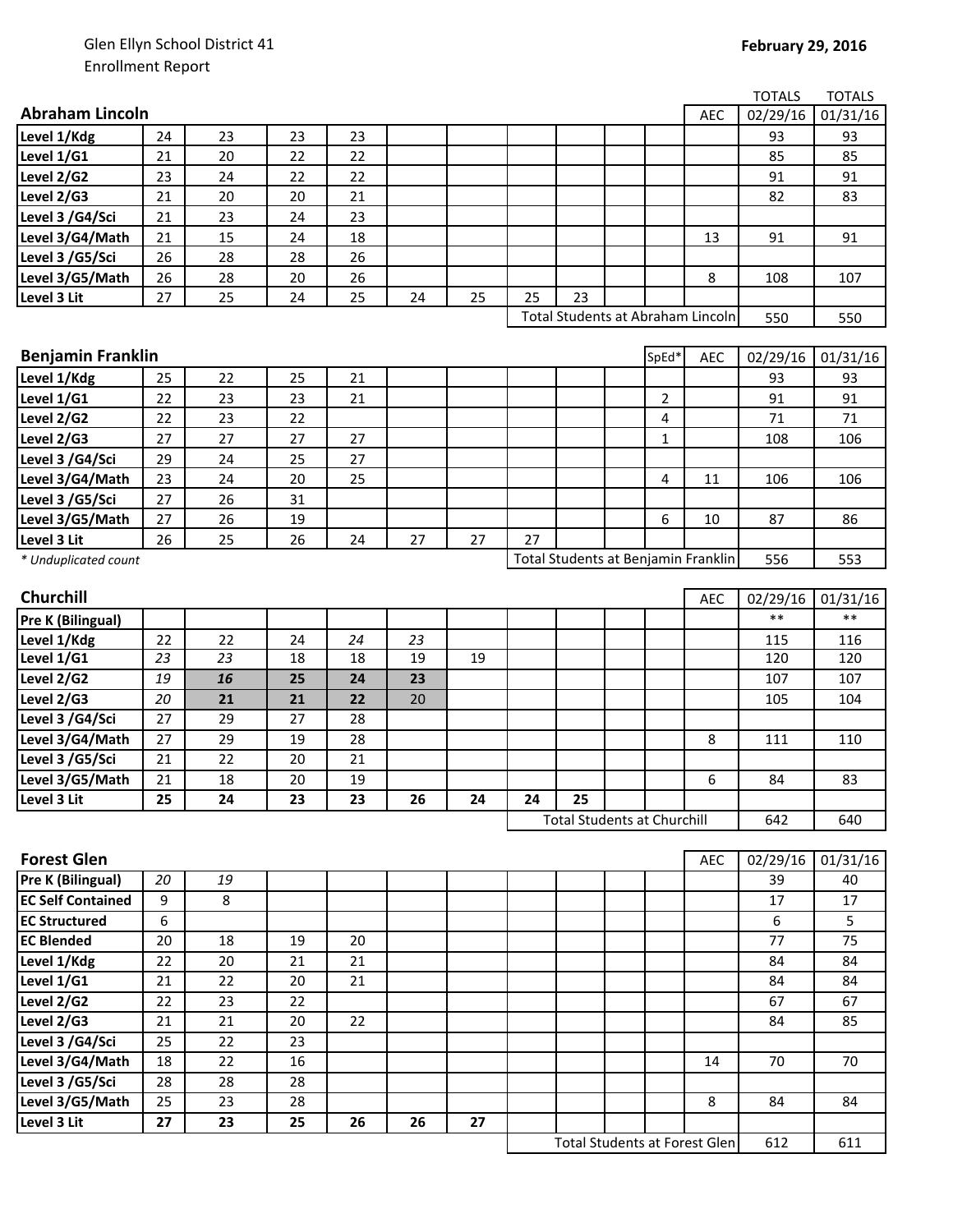Glen Ellyn School District 41
Enrollment Report

**February 29, 2016**

| **Abraham Lincoln** | | | | | | | | | | | AEC | TOTALS 02/29/16 | TOTALS 01/31/16 |
|---|---|---|---|---|---|---|---|---|---|---|---|---|---|
| **Level 1/Kdg** | 24 | 23 | 23 | 23 | | | | | | | | 93 | 93 |
| **Level 1/G1** | 21 | 20 | 22 | 22 | | | | | | | | 85 | 85 |
| **Level 2/G2** | 23 | 24 | 22 | 22 | | | | | | | | 91 | 91 |
| **Level 2/G3** | 21 | 20 | 20 | 21 | | | | | | | | 82 | 83 |
| **Level 3 /G4/Sci** | 21 | 23 | 24 | 23 | | | | | | | | | |
| **Level 3/G4/Math** | 21 | 15 | 24 | 18 | | | | | | | 13 | 91 | 91 |
| **Level 3 /G5/Sci** | 26 | 28 | 28 | 26 | | | | | | | | | |
| **Level 3/G5/Math** | 26 | 28 | 20 | 26 | | | | | | | 8 | 108 | 107 |
| **Level 3 Lit** | 27 | 25 | 24 | 25 | 24 | 25 | 25 | 23 | | | | | |
| | | | | | | | Total Students at Abraham Lincoln | | | | | 550 | 550 |

| **Benjamin Franklin** | | | | | | | | | | SpEd* | AEC | 02/29/16 | 01/31/16 |
|---|---|---|---|---|---|---|---|---|---|---|---|---|---|
| **Level 1/Kdg** | 25 | 22 | 25 | 21 | | | | | | | | 93 | 93 |
| **Level 1/G1** | 22 | 23 | 23 | 21 | | | | | | 2 | | 91 | 91 |
| **Level 2/G2** | 22 | 23 | 22 | | | | | | | 4 | | 71 | 71 |
| **Level 2/G3** | 27 | 27 | 27 | 27 | | | | | | 1 | | 108 | 106 |
| **Level 3 /G4/Sci** | 29 | 24 | 25 | 27 | | | | | | | | | |
| **Level 3/G4/Math** | 23 | 24 | 20 | 25 | | | | | | 4 | 11 | 106 | 106 |
| **Level 3 /G5/Sci** | 27 | 26 | 31 | | | | | | | | | | |
| **Level 3/G5/Math** | 27 | 26 | 19 | | | | | | | 6 | 10 | 87 | 86 |
| **Level 3 Lit** | 26 | 25 | 26 | 24 | 27 | 27 | 27 | | | | | | |
| *\* Unduplicated count* | | | | | | | Total Students at Benjamin Franklin | | | | | 556 | 553 |

| **Churchill** | | | | | | | | | | | AEC | 02/29/16 | 01/31/16 |
|---|---|---|---|---|---|---|---|---|---|---|---|---|---|
| **Pre K (Bilingual)** | | | | | | | | | | | | ** | ** |
| **Level 1/Kdg** | 22 | 22 | 24 | *24* | *23* | | | | | | | 115 | 116 |
| **Level 1/G1** | *23* | *23* | 18 | 18 | 19 | 19 | | | | | | 120 | 120 |
| **Level 2/G2** | *19* | ***16*** | **25** | **24** | **23** | | | | | | | 107 | 107 |
| **Level 2/G3** | *20* | **21** | **21** | **22** | 20 | | | | | | | 105 | 104 |
| **Level 3 /G4/Sci** | 27 | 29 | 27 | 28 | | | | | | | | | |
| **Level 3/G4/Math** | 27 | 29 | 19 | 28 | | | | | | | 8 | 111 | 110 |
| **Level 3 /G5/Sci** | 21 | 22 | 20 | 21 | | | | | | | | | |
| **Level 3/G5/Math** | 21 | 18 | 20 | 19 | | | | | | | 6 | 84 | 83 |
| **Level 3 Lit** | **25** | **24** | **23** | **23** | **26** | **24** | **24** | **25** | | | | | |
| | | | | | | | Total Students at Churchill | | | | | 642 | 640 |

| **Forest Glen** | | | | | | | | | | | AEC | 02/29/16 | 01/31/16 |
|---|---|---|---|---|---|---|---|---|---|---|---|---|---|
| **Pre K (Bilingual)** | *20* | *19* | | | | | | | | | | 39 | 40 |
| **EC Self Contained** | 9 | 8 | | | | | | | | | | 17 | 17 |
| **EC Structured** | 6 | | | | | | | | | | | 6 | 5 |
| **EC Blended** | 20 | 18 | 19 | 20 | | | | | | | | 77 | 75 |
| **Level 1/Kdg** | 22 | 20 | 21 | 21 | | | | | | | | 84 | 84 |
| **Level 1/G1** | 21 | 22 | 20 | 21 | | | | | | | | 84 | 84 |
| **Level 2/G2** | 22 | 23 | 22 | | | | | | | | | 67 | 67 |
| **Level 2/G3** | 21 | 21 | 20 | 22 | | | | | | | | 84 | 85 |
| **Level 3 /G4/Sci** | 25 | 22 | 23 | | | | | | | | | | |
| **Level 3/G4/Math** | 18 | 22 | 16 | | | | | | | | 14 | 70 | 70 |
| **Level 3 /G5/Sci** | 28 | 28 | 28 | | | | | | | | | | |
| **Level 3/G5/Math** | 25 | 23 | 28 | | | | | | | | 8 | 84 | 84 |
| **Level 3 Lit** | **27** | **23** | **25** | **26** | **26** | **27** | | | | | | | |
| | | | | | | | Total Students at Forest Glen | | | | | 612 | 611 |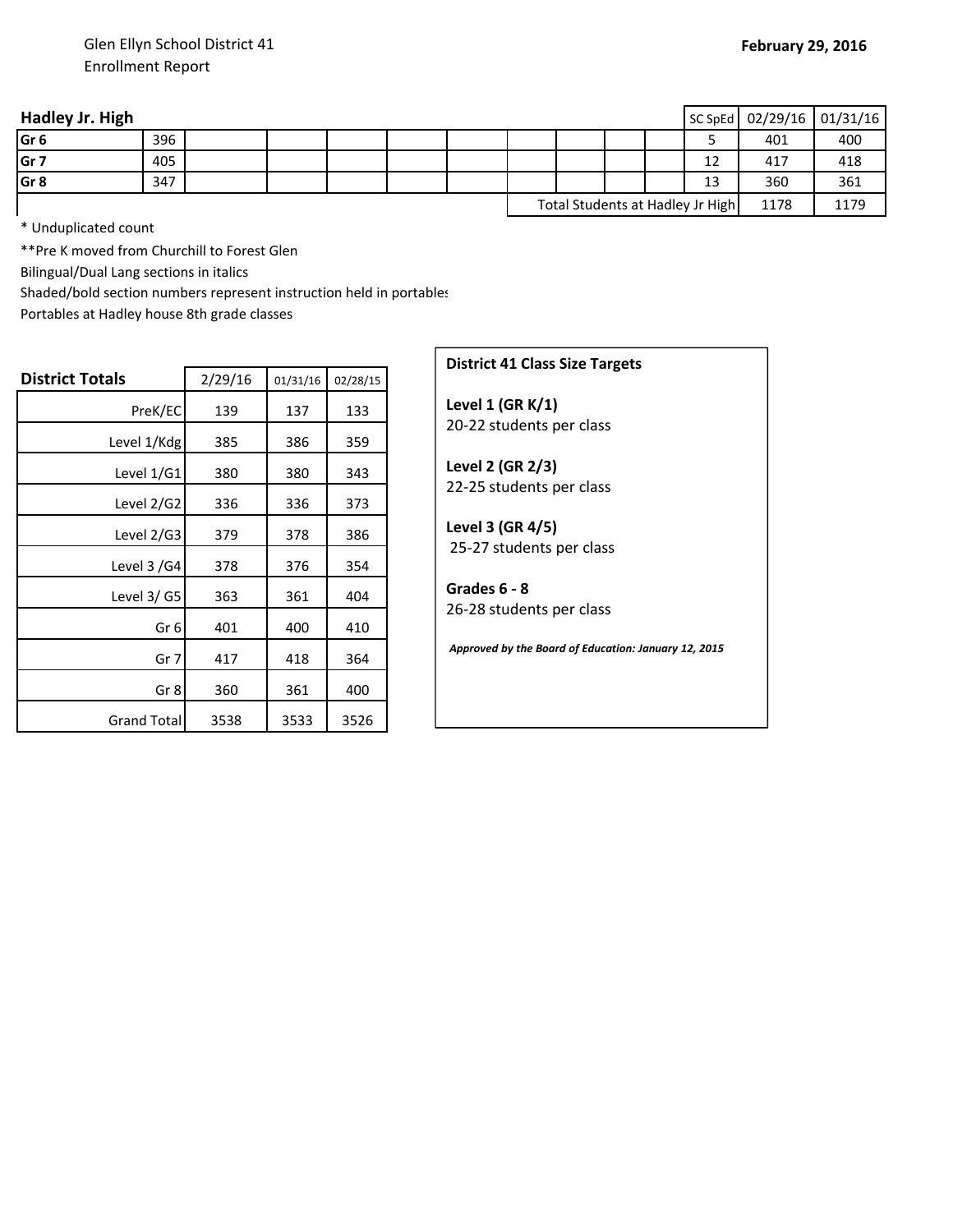Glen Ellyn School District 41
Enrollment Report

**February 29, 2016**

| **Hadley Jr. High** | | | | | | | | | | | SC SpEd | 02/29/16 | 01/31/16 |
|---|---|---|---|---|---|---|---|---|---|---|---|---|---|
| **Gr 6** | 396 | | | | | | | | | | 5 | 401 | 400 |
| **Gr 7** | 405 | | | | | | | | | | 12 | 417 | 418 |
| **Gr 8** | 347 | | | | | | | | | | 13 | 360 | 361 |
| | | | | | | | Total Students at Hadley Jr High | | | | | 1178 | 1179 |

\* Unduplicated count

\*\*Pre K moved from Churchill to Forest Glen

Bilingual/Dual Lang sections in italics

Shaded/bold section numbers represent instruction held in portables

Portables at Hadley house 8th grade classes

| **District Totals** | 2/29/16 | 01/31/16 | 02/28/15 |
|---|---|---|---|
| PreK/EC | 139 | 137 | 133 |
| Level 1/Kdg | 385 | 386 | 359 |
| Level 1/G1 | 380 | 380 | 343 |
| Level 2/G2 | 336 | 336 | 373 |
| Level 2/G3 | 379 | 378 | 386 |
| Level 3 /G4 | 378 | 376 | 354 |
| Level 3/ G5 | 363 | 361 | 404 |
| Gr 6 | 401 | 400 | 410 |
| Gr 7 | 417 | 418 | 364 |
| Gr 8 | 360 | 361 | 400 |
| Grand Total | 3538 | 3533 | 3526 |

**District 41 Class Size Targets**

**Level 1 (GR K/1)**
20-22 students per class

**Level 2 (GR 2/3)**
22-25 students per class

**Level 3 (GR 4/5)**
25-27 students per class

**Grades 6 - 8**
26-28 students per class

***Approved by the Board of Education: January 12, 2015***